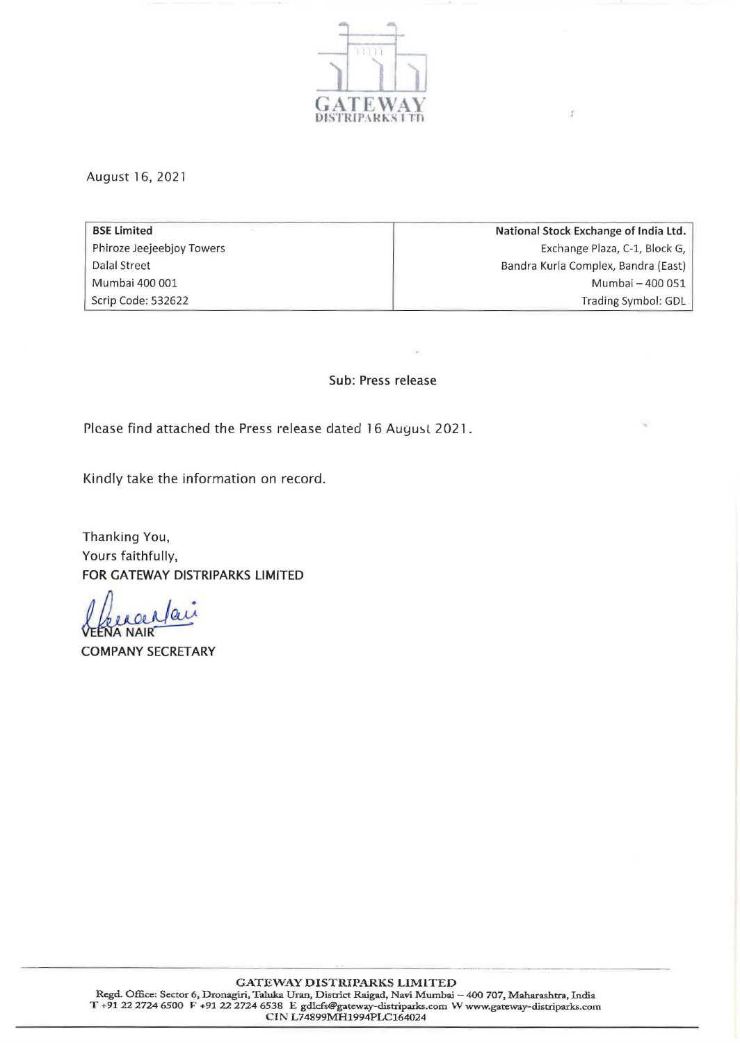August 16, 2021

| BSE Limited | National Stock Exchange of India Ltd. |
|---|---|
| Phiroze Jeejeebjoy Towers | Exchange Plaza, C-1, Block G, |
| Dalal Street | Bandra Kurla Complex, Bandra (East) |
| Mumbai 400 001 | Mumbai – 400 051 |
| Scrip Code: 532622 | Trading Symbol: GDL |

**Sub: Press release**

Please find attached the Press release dated 16 August 2021.

Kindly take the information on record.

Thanking You,
Yours faithfully,
**FOR GATEWAY DISTRIPARKS LIMITED**

VEENA NAIR
**COMPANY SECRETARY**

**GATEWAY DISTRIPARKS LIMITED**
Regd. Office: Sector 6, Dronagiri, Taluka Uran, District Raigad, Navi Mumbai – 400 707, Maharashtra, India
T +91 22 2724 6500 F +91 22 2724 6538 E gdlcfs@gateway-distriparks.com W www.gateway-distriparks.com
CIN L74899MH1994PLC164024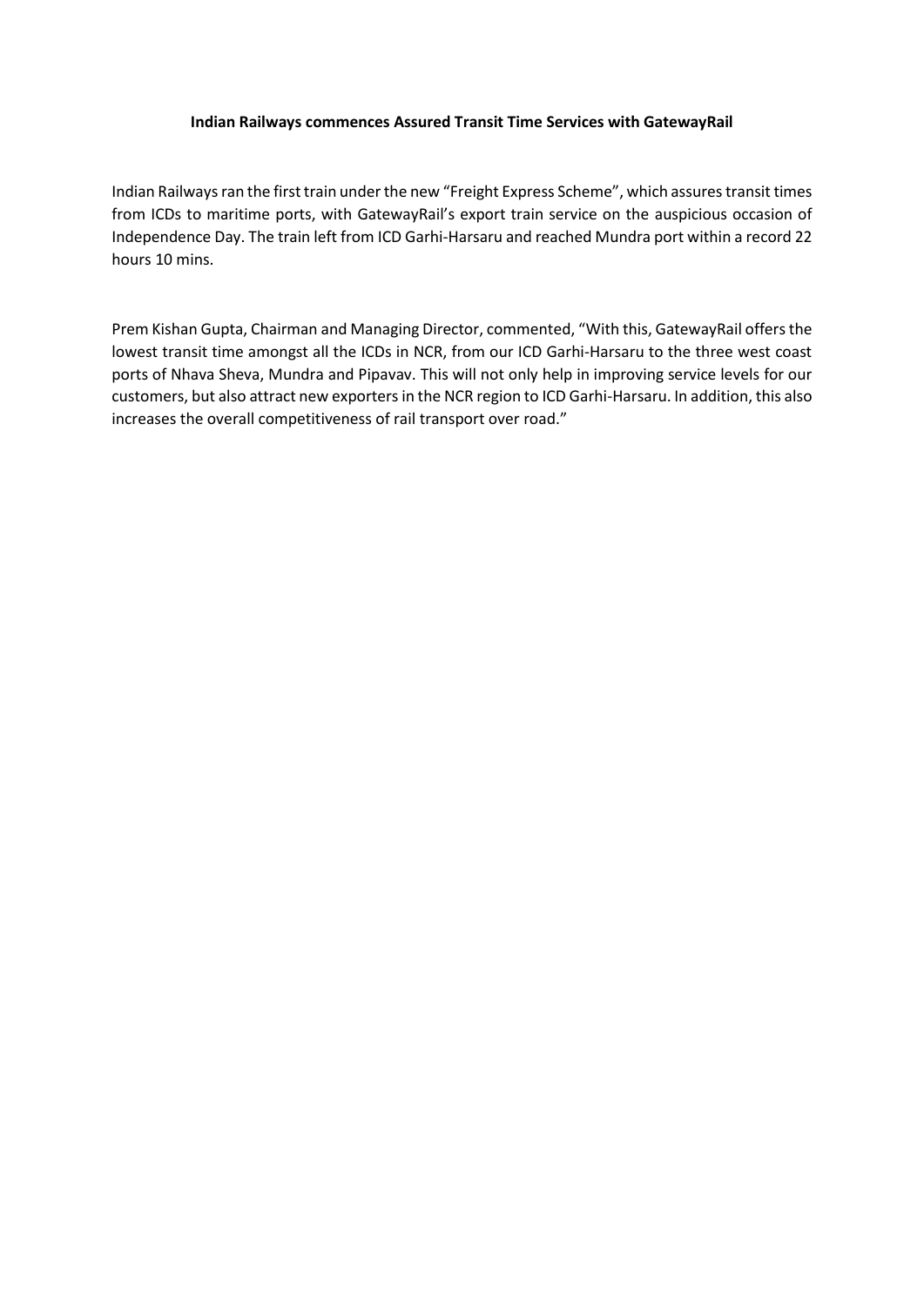**Indian Railways commences Assured Transit Time Services with GatewayRail**

Indian Railways ran the first train under the new "Freight Express Scheme", which assures transit times from ICDs to maritime ports, with GatewayRail's export train service on the auspicious occasion of Independence Day. The train left from ICD Garhi-Harsaru and reached Mundra port within a record 22 hours 10 mins.

Prem Kishan Gupta, Chairman and Managing Director, commented, "With this, GatewayRail offers the lowest transit time amongst all the ICDs in NCR, from our ICD Garhi-Harsaru to the three west coast ports of Nhava Sheva, Mundra and Pipavav. This will not only help in improving service levels for our customers, but also attract new exporters in the NCR region to ICD Garhi-Harsaru. In addition, this also increases the overall competitiveness of rail transport over road."